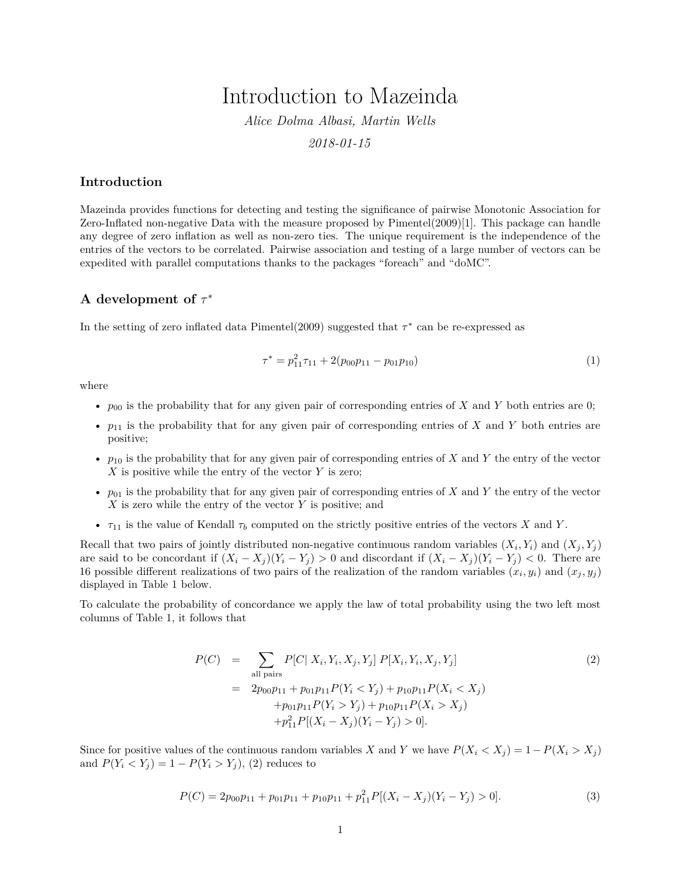# Introduction to Mazeinda

*Alice Dolma Albasi, Martin Wells*

*2018-01-15*

## Introduction

Mazeinda provides functions for detecting and testing the significance of pairwise Monotonic Association for Zero-Inflated non-negative Data with the measure proposed by Pimentel(2009)[1]. This package can handle any degree of zero inflation as well as non-zero ties. The unique requirement is the independence of the entries of the vectors to be correlated. Pairwise association and testing of a large number of vectors can be expedited with parallel computations thanks to the packages "foreach" and "doMC".

## A development of $\tau^*$

In the setting of zero inflated data Pimentel(2009) suggested that $\tau^*$ can be re-expressed as

$$\tau^* = p_{11}^2 \tau_{11} + 2(p_{00}p_{11} - p_{01}p_{10}) \tag{1}$$

where

- $p_{00}$ is the probability that for any given pair of corresponding entries of $X$ and $Y$ both entries are 0;
- $p_{11}$ is the probability that for any given pair of corresponding entries of $X$ and $Y$ both entries are positive;
- $p_{10}$ is the probability that for any given pair of corresponding entries of $X$ and $Y$ the entry of the vector $X$ is positive while the entry of the vector $Y$ is zero;
- $p_{01}$ is the probability that for any given pair of corresponding entries of $X$ and $Y$ the entry of the vector $X$ is zero while the entry of the vector $Y$ is positive; and
- $\tau_{11}$ is the value of Kendall $\tau_b$ computed on the strictly positive entries of the vectors $X$ and $Y$.

Recall that two pairs of jointly distributed non-negative continuous random variables $(X_i, Y_i)$ and $(X_j, Y_j)$ are said to be concordant if $(X_i - X_j)(Y_i - Y_j) > 0$ and discordant if $(X_i - X_j)(Y_i - Y_j) < 0$. There are 16 possible different realizations of two pairs of the realization of the random variables $(x_i, y_i)$ and $(x_j, y_j)$ displayed in Table 1 below.

To calculate the probability of concordance we apply the law of total probability using the two left most columns of Table 1, it follows that

$$\begin{aligned} P(C) &= \sum_{\text{all pairs}} P[C|\ X_i, Y_i, X_j, Y_j]\ P[X_i, Y_i, X_j, Y_j] \\ &= 2p_{00}p_{11} + p_{01}p_{11}P(Y_i < Y_j) + p_{10}p_{11}P(X_i < X_j) \\ &\quad + p_{01}p_{11}P(Y_i > Y_j) + p_{10}p_{11}P(X_i > X_j) \\ &\quad + p_{11}^2 P[(X_i - X_j)(Y_i - Y_j) > 0]. \end{aligned} \tag{2}$$

Since for positive values of the continuous random variables $X$ and $Y$ we have $P(X_i < X_j) = 1 - P(X_i > X_j)$ and $P(Y_i < Y_j) = 1 - P(Y_i > Y_j)$, (2) reduces to

$$P(C) = 2p_{00}p_{11} + p_{01}p_{11} + p_{10}p_{11} + p_{11}^2 P[(X_i - X_j)(Y_i - Y_j) > 0]. \tag{3}$$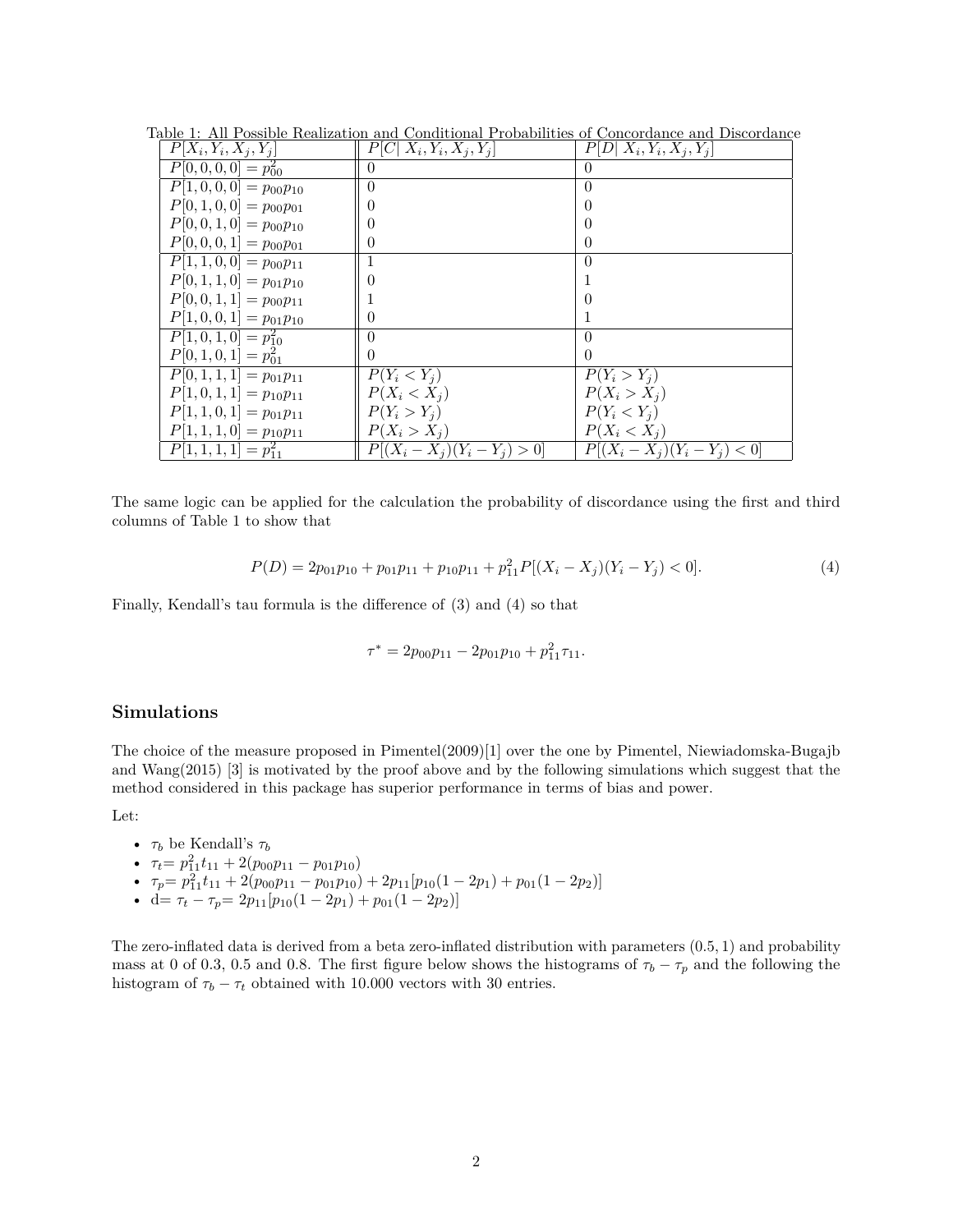Table 1: All Possible Realization and Conditional Probabilities of Concordance and Discordance

| $P[X_i, Y_i, X_j, Y_j]$ | $P[C \mid X_i, Y_i, X_j, Y_j]$ | $P[D \mid X_i, Y_i, X_j, Y_j]$ |
|---|---|---|
| $P[0,0,0,0] = p_{00}^2$ | 0 | 0 |
| $P[1,0,0,0] = p_{00}p_{10}$ | 0 | 0 |
| $P[0,1,0,0] = p_{00}p_{01}$ | 0 | 0 |
| $P[0,0,1,0] = p_{00}p_{10}$ | 0 | 0 |
| $P[0,0,0,1] = p_{00}p_{01}$ | 0 | 0 |
| $P[1,1,0,0] = p_{00}p_{11}$ | 1 | 0 |
| $P[0,1,1,0] = p_{01}p_{10}$ | 0 | 1 |
| $P[0,0,1,1] = p_{00}p_{11}$ | 1 | 0 |
| $P[1,0,0,1] = p_{01}p_{10}$ | 0 | 1 |
| $P[1,0,1,0] = p_{10}^2$ | 0 | 0 |
| $P[0,1,0,1] = p_{01}^2$ | 0 | 0 |
| $P[0,1,1,1] = p_{01}p_{11}$ | $P(Y_i < Y_j)$ | $P(Y_i > Y_j)$ |
| $P[1,0,1,1] = p_{10}p_{11}$ | $P(X_i < X_j)$ | $P(X_i > X_j)$ |
| $P[1,1,0,1] = p_{01}p_{11}$ | $P(Y_i > Y_j)$ | $P(Y_i < Y_j)$ |
| $P[1,1,1,0] = p_{10}p_{11}$ | $P(X_i > X_j)$ | $P(X_i < X_j)$ |
| $P[1,1,1,1] = p_{11}^2$ | $P[(X_i - X_j)(Y_i - Y_j) > 0]$ | $P[(X_i - X_j)(Y_i - Y_j) < 0]$ |

The same logic can be applied for the calculation the probability of discordance using the first and third columns of Table 1 to show that

$$P(D) = 2p_{01}p_{10} + p_{01}p_{11} + p_{10}p_{11} + p_{11}^2 P[(X_i - X_j)(Y_i - Y_j) < 0]. \tag{4}$$

Finally, Kendall's tau formula is the difference of (3) and (4) so that

$$\tau^* = 2p_{00}p_{11} - 2p_{01}p_{10} + p_{11}^2\tau_{11}.$$

## Simulations

The choice of the measure proposed in Pimentel(2009)[1] over the one by Pimentel, Niewiadomska-Bugajb and Wang(2015) [3] is motivated by the proof above and by the following simulations which suggest that the method considered in this package has superior performance in terms of bias and power.

Let:

- $\tau_b$ be Kendall's $\tau_b$
- $\tau_t = p_{11}^2 t_{11} + 2(p_{00}p_{11} - p_{01}p_{10})$
- $\tau_p = p_{11}^2 t_{11} + 2(p_{00}p_{11} - p_{01}p_{10}) + 2p_{11}[p_{10}(1 - 2p_1) + p_{01}(1 - 2p_2)]$
- d$= \tau_t - \tau_p = 2p_{11}[p_{10}(1 - 2p_1) + p_{01}(1 - 2p_2)]$

The zero-inflated data is derived from a beta zero-inflated distribution with parameters (0.5, 1) and probability mass at 0 of 0.3, 0.5 and 0.8. The first figure below shows the histograms of $\tau_b - \tau_p$ and the following the histogram of $\tau_b - \tau_t$ obtained with 10.000 vectors with 30 entries.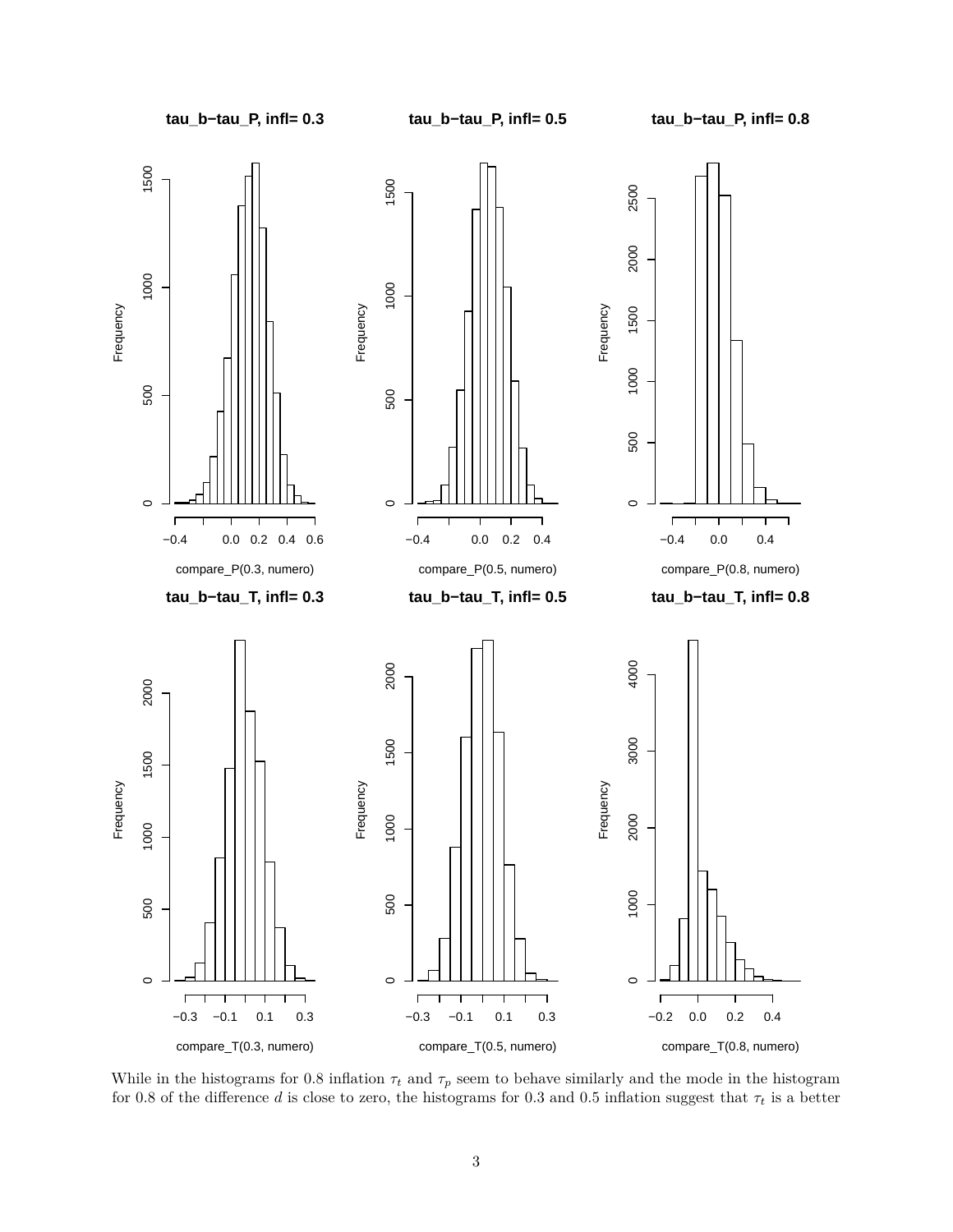While in the histograms for 0.8 inflation $\tau_t$ and $\tau_p$ seem to behave similarly and the mode in the histogram for 0.8 of the difference $d$ is close to zero, the histograms for 0.3 and 0.5 inflation suggest that $\tau_t$ is a better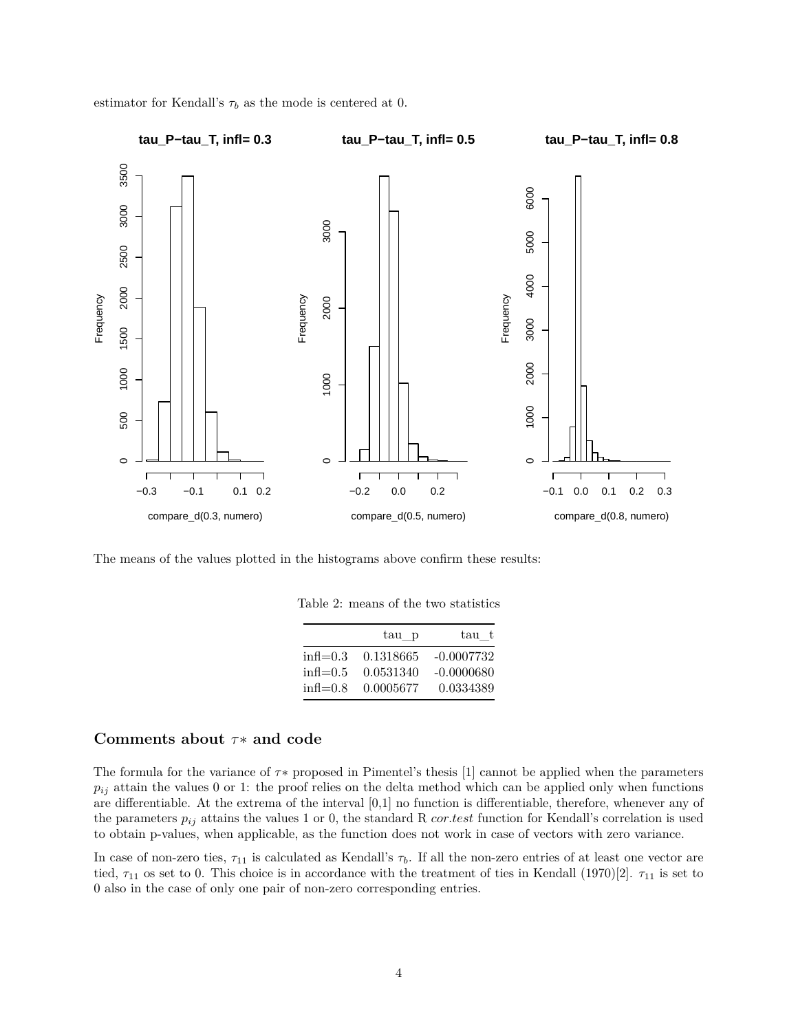estimator for Kendall's $\tau_b$ as the mode is centered at 0.

The means of the values plotted in the histograms above confirm these results:

Table 2: means of the two statistics

| | tau_p | tau_t |
|---|---|---|
| infl=0.3 | 0.1318665 | -0.0007732 |
| infl=0.5 | 0.0531340 | -0.0000680 |
| infl=0.8 | 0.0005677 | 0.0334389 |

### Comments about $\tau*$ and code

The formula for the variance of $\tau*$ proposed in Pimentel's thesis [1] cannot be applied when the parameters $p_{ij}$ attain the values 0 or 1: the proof relies on the delta method which can be applied only when functions are differentiable. At the extrema of the interval [0,1] no function is differentiable, therefore, whenever any of the parameters $p_{ij}$ attains the values 1 or 0, the standard R *cor.test* function for Kendall's correlation is used to obtain p-values, when applicable, as the function does not work in case of vectors with zero variance.

In case of non-zero ties, $\tau_{11}$ is calculated as Kendall's $\tau_b$. If all the non-zero entries of at least one vector are tied, $\tau_{11}$ os set to 0. This choice is in accordance with the treatment of ties in Kendall (1970)[2]. $\tau_{11}$ is set to 0 also in the case of only one pair of non-zero corresponding entries.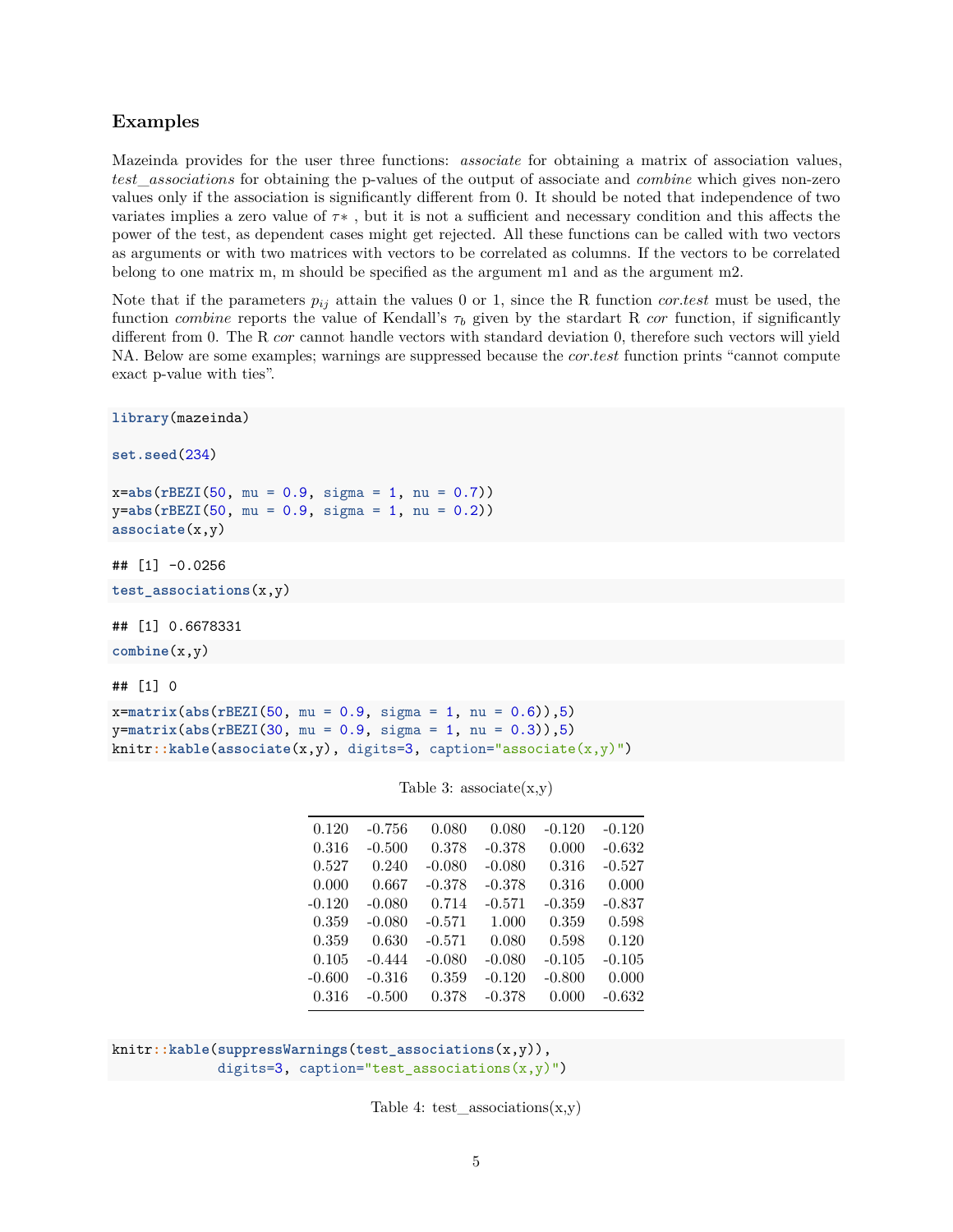### Examples

Mazeinda provides for the user three functions: *associate* for obtaining a matrix of association values, *test_associations* for obtaining the p-values of the output of associate and *combine* which gives non-zero values only if the association is significantly different from 0. It should be noted that independence of two variates implies a zero value of $\tau*$ , but it is not a sufficient and necessary condition and this affects the power of the test, as dependent cases might get rejected. All these functions can be called with two vectors as arguments or with two matrices with vectors to be correlated as columns. If the vectors to be correlated belong to one matrix m, m should be specified as the argument m1 and as the argument m2.

Note that if the parameters $p_{ij}$ attain the values 0 or 1, since the R function *cor.test* must be used, the function *combine* reports the value of Kendall's $\tau_b$ given by the stardart R *cor* function, if significantly different from 0. The R *cor* cannot handle vectors with standard deviation 0, therefore such vectors will yield NA. Below are some examples; warnings are suppressed because the *cor.test* function prints "cannot compute exact p-value with ties".

```
library(mazeinda)

set.seed(234)

x=abs(rBEZI(50, mu = 0.9, sigma = 1, nu = 0.7))
y=abs(rBEZI(50, mu = 0.9, sigma = 1, nu = 0.2))
associate(x,y)
```

```
## [1] -0.0256
```

```
test_associations(x,y)
```

```
## [1] 0.6678331
```

```
combine(x,y)
```

```
## [1] 0
```

```
x=matrix(abs(rBEZI(50, mu = 0.9, sigma = 1, nu = 0.6)),5)
y=matrix(abs(rBEZI(30, mu = 0.9, sigma = 1, nu = 0.3)),5)
knitr::kable(associate(x,y), digits=3, caption="associate(x,y)")
```

Table 3: associate(x,y)

| | | | | | |
|---|---|---|---|---|---|
| 0.120 | -0.756 | 0.080 | 0.080 | -0.120 | -0.120 |
| 0.316 | -0.500 | 0.378 | -0.378 | 0.000 | -0.632 |
| 0.527 | 0.240 | -0.080 | -0.080 | 0.316 | -0.527 |
| 0.000 | 0.667 | -0.378 | -0.378 | 0.316 | 0.000 |
| -0.120 | -0.080 | 0.714 | -0.571 | -0.359 | -0.837 |
| 0.359 | -0.080 | -0.571 | 1.000 | 0.359 | 0.598 |
| 0.359 | 0.630 | -0.571 | 0.080 | 0.598 | 0.120 |
| 0.105 | -0.444 | -0.080 | -0.080 | -0.105 | -0.105 |
| -0.600 | -0.316 | 0.359 | -0.120 | -0.800 | 0.000 |
| 0.316 | -0.500 | 0.378 | -0.378 | 0.000 | -0.632 |

```
knitr::kable(suppressWarnings(test_associations(x,y)),
             digits=3, caption="test_associations(x,y)")
```

Table 4: test_associations(x,y)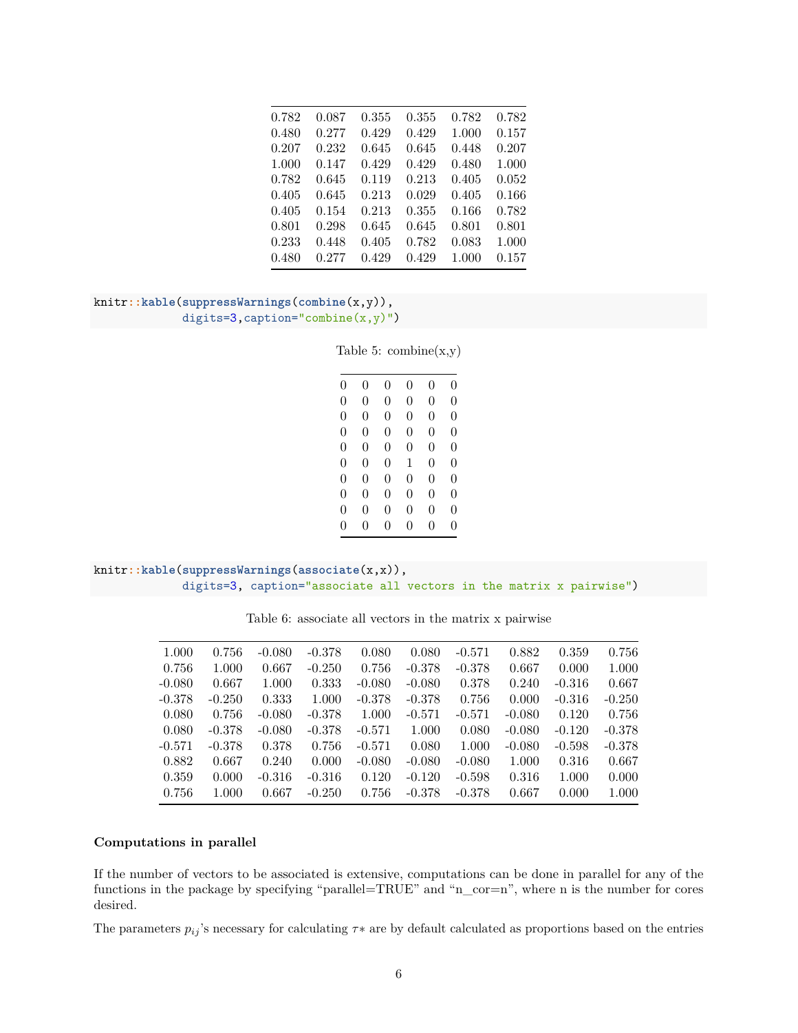|  |  |  |  |  |  |
|---|---|---|---|---|---|
| 0.782 | 0.087 | 0.355 | 0.355 | 0.782 | 0.782 |
| 0.480 | 0.277 | 0.429 | 0.429 | 1.000 | 0.157 |
| 0.207 | 0.232 | 0.645 | 0.645 | 0.448 | 0.207 |
| 1.000 | 0.147 | 0.429 | 0.429 | 0.480 | 1.000 |
| 0.782 | 0.645 | 0.119 | 0.213 | 0.405 | 0.052 |
| 0.405 | 0.645 | 0.213 | 0.029 | 0.405 | 0.166 |
| 0.405 | 0.154 | 0.213 | 0.355 | 0.166 | 0.782 |
| 0.801 | 0.298 | 0.645 | 0.645 | 0.801 | 0.801 |
| 0.233 | 0.448 | 0.405 | 0.782 | 0.083 | 1.000 |
| 0.480 | 0.277 | 0.429 | 0.429 | 1.000 | 0.157 |

```
knitr::kable(suppressWarnings(combine(x,y)),
            digits=3,caption="combine(x,y)")
```

Table 5: combine(x,y)

|  |  |  |  |  |  |
|---|---|---|---|---|---|
| 0 | 0 | 0 | 0 | 0 | 0 |
| 0 | 0 | 0 | 0 | 0 | 0 |
| 0 | 0 | 0 | 0 | 0 | 0 |
| 0 | 0 | 0 | 0 | 0 | 0 |
| 0 | 0 | 0 | 0 | 0 | 0 |
| 0 | 0 | 0 | 1 | 0 | 0 |
| 0 | 0 | 0 | 0 | 0 | 0 |
| 0 | 0 | 0 | 0 | 0 | 0 |
| 0 | 0 | 0 | 0 | 0 | 0 |
| 0 | 0 | 0 | 0 | 0 | 0 |

```
knitr::kable(suppressWarnings(associate(x,x)),
            digits=3, caption="associate all vectors in the matrix x pairwise")
```

Table 6: associate all vectors in the matrix x pairwise

|  |  |  |  |  |  |  |  |  |  |
|---|---|---|---|---|---|---|---|---|---|
| 1.000 | 0.756 | -0.080 | -0.378 | 0.080 | 0.080 | -0.571 | 0.882 | 0.359 | 0.756 |
| 0.756 | 1.000 | 0.667 | -0.250 | 0.756 | -0.378 | -0.378 | 0.667 | 0.000 | 1.000 |
| -0.080 | 0.667 | 1.000 | 0.333 | -0.080 | -0.080 | 0.378 | 0.240 | -0.316 | 0.667 |
| -0.378 | -0.250 | 0.333 | 1.000 | -0.378 | -0.378 | 0.756 | 0.000 | -0.316 | -0.250 |
| 0.080 | 0.756 | -0.080 | -0.378 | 1.000 | -0.571 | -0.571 | -0.080 | 0.120 | 0.756 |
| 0.080 | -0.378 | -0.080 | -0.378 | -0.571 | 1.000 | 0.080 | -0.080 | -0.120 | -0.378 |
| -0.571 | -0.378 | 0.378 | 0.756 | -0.571 | 0.080 | 1.000 | -0.080 | -0.598 | -0.378 |
| 0.882 | 0.667 | 0.240 | 0.000 | -0.080 | -0.080 | -0.080 | 1.000 | 0.316 | 0.667 |
| 0.359 | 0.000 | -0.316 | -0.316 | 0.120 | -0.120 | -0.598 | 0.316 | 1.000 | 0.000 |
| 0.756 | 1.000 | 0.667 | -0.250 | 0.756 | -0.378 | -0.378 | 0.667 | 0.000 | 1.000 |

**Computations in parallel**

If the number of vectors to be associated is extensive, computations can be done in parallel for any of the functions in the package by specifying "parallel=TRUE" and "n_cor=n", where n is the number for cores desired.

The parameters $p_{ij}$'s necessary for calculating $\tau*$ are by default calculated as proportions based on the entries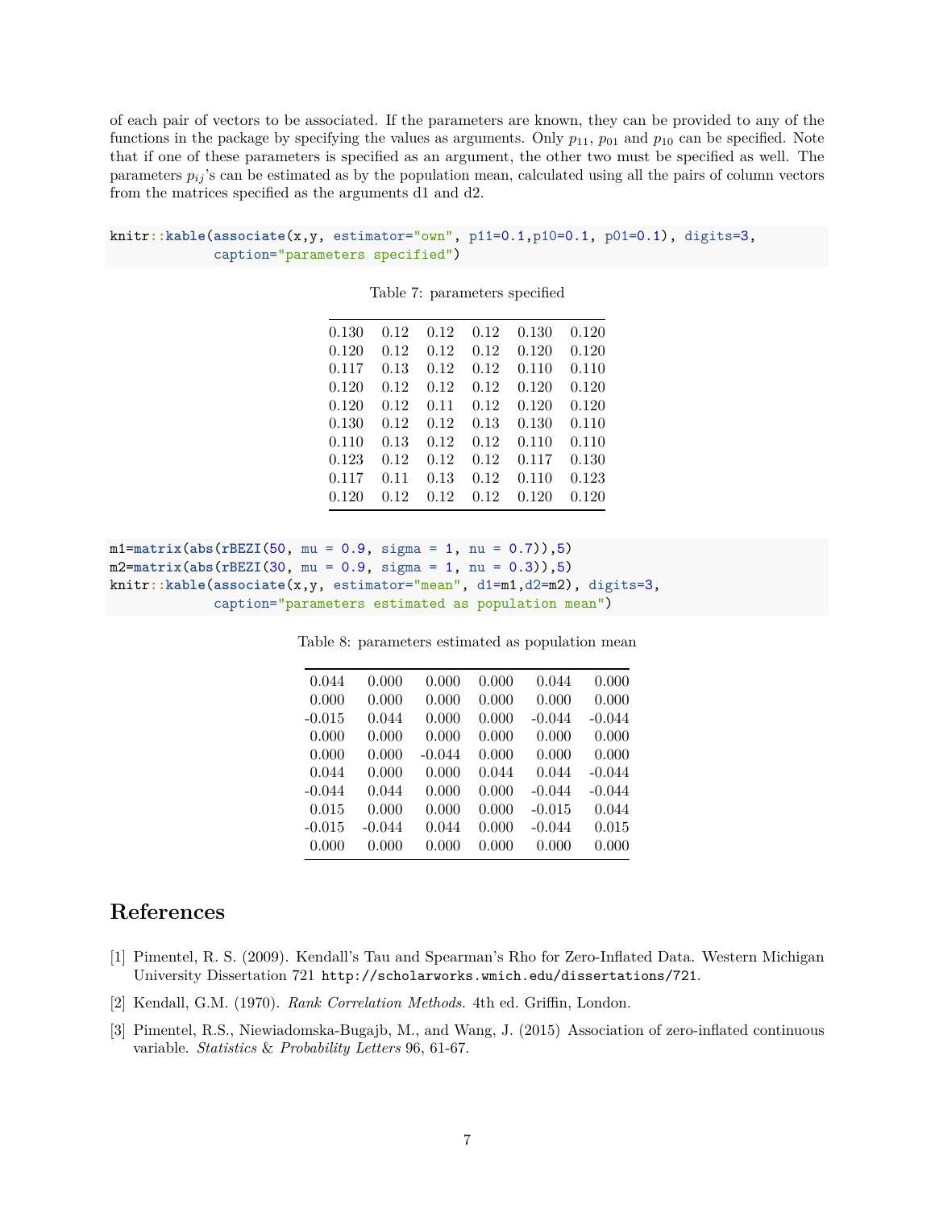of each pair of vectors to be associated. If the parameters are known, they can be provided to any of the functions in the package by specifying the values as arguments. Only $p_{11}$, $p_{01}$ and $p_{10}$ can be specified. Note that if one of these parameters is specified as an argument, the other two must be specified as well. The parameters $p_{ij}$'s can be estimated as by the population mean, calculated using all the pairs of column vectors from the matrices specified as the arguments d1 and d2.

```
knitr::kable(associate(x,y, estimator="own", p11=0.1,p10=0.1, p01=0.1), digits=3,
             caption="parameters specified")
```

Table 7: parameters specified

| | | | | | |
|---|---|---|---|---|---|
| 0.130 | 0.12 | 0.12 | 0.12 | 0.130 | 0.120 |
| 0.120 | 0.12 | 0.12 | 0.12 | 0.120 | 0.120 |
| 0.117 | 0.13 | 0.12 | 0.12 | 0.110 | 0.110 |
| 0.120 | 0.12 | 0.12 | 0.12 | 0.120 | 0.120 |
| 0.120 | 0.12 | 0.11 | 0.12 | 0.120 | 0.120 |
| 0.130 | 0.12 | 0.12 | 0.13 | 0.130 | 0.110 |
| 0.110 | 0.13 | 0.12 | 0.12 | 0.110 | 0.110 |
| 0.123 | 0.12 | 0.12 | 0.12 | 0.117 | 0.130 |
| 0.117 | 0.11 | 0.13 | 0.12 | 0.110 | 0.123 |
| 0.120 | 0.12 | 0.12 | 0.12 | 0.120 | 0.120 |

```
m1=matrix(abs(rBEZI(50, mu = 0.9, sigma = 1, nu = 0.7)),5)
m2=matrix(abs(rBEZI(30, mu = 0.9, sigma = 1, nu = 0.3)),5)
knitr::kable(associate(x,y, estimator="mean", d1=m1,d2=m2), digits=3,
             caption="parameters estimated as population mean")
```

Table 8: parameters estimated as population mean

| | | | | | |
|---|---|---|---|---|---|
| 0.044 | 0.000 | 0.000 | 0.000 | 0.044 | 0.000 |
| 0.000 | 0.000 | 0.000 | 0.000 | 0.000 | 0.000 |
| -0.015 | 0.044 | 0.000 | 0.000 | -0.044 | -0.044 |
| 0.000 | 0.000 | 0.000 | 0.000 | 0.000 | 0.000 |
| 0.000 | 0.000 | -0.044 | 0.000 | 0.000 | 0.000 |
| 0.044 | 0.000 | 0.000 | 0.044 | 0.044 | -0.044 |
| -0.044 | 0.044 | 0.000 | 0.000 | -0.044 | -0.044 |
| 0.015 | 0.000 | 0.000 | 0.000 | -0.015 | 0.044 |
| -0.015 | -0.044 | 0.044 | 0.000 | -0.044 | 0.015 |
| 0.000 | 0.000 | 0.000 | 0.000 | 0.000 | 0.000 |

## References

[1] Pimentel, R. S. (2009). Kendall's Tau and Spearman's Rho for Zero-Inflated Data. Western Michigan University Dissertation 721 `http://scholarworks.wmich.edu/dissertations/721`.

[2] Kendall, G.M. (1970). *Rank Correlation Methods.* 4th ed. Griffin, London.

[3] Pimentel, R.S., Niewiadomska-Bugajb, M., and Wang, J. (2015) Association of zero-inflated continuous variable. *Statistics & Probability Letters* 96, 61-67.